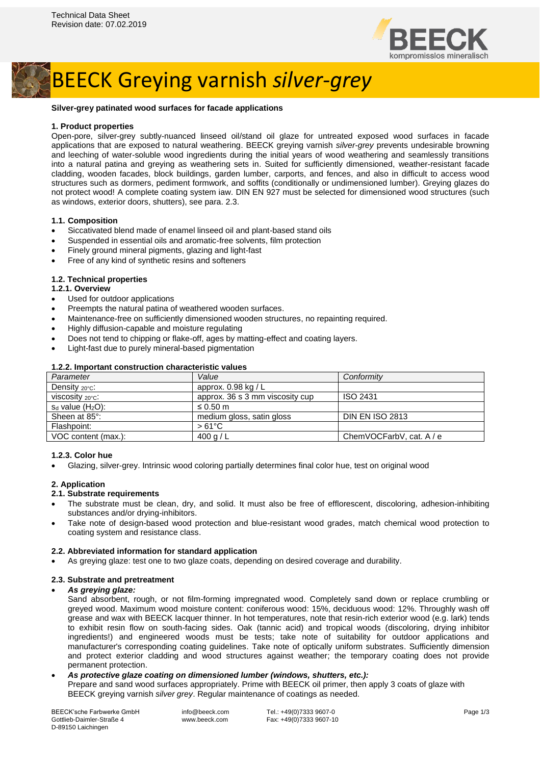Technical Data Sheet
Revision date: 07.02.2019

# BEECK Greying varnish *silver-grey*

**Silver-grey patinated wood surfaces for facade applications**

## 1. Product properties

Open-pore, silver-grey subtly-nuanced linseed oil/stand oil glaze for untreated exposed wood surfaces in facade applications that are exposed to natural weathering. BEECK greying varnish *silver-grey* prevents undesirable browning and leeching of water-soluble wood ingredients during the initial years of wood weathering and seamlessly transitions into a natural patina and greying as weathering sets in. Suited for sufficiently dimensioned, weather-resistant facade cladding, wooden facades, block buildings, garden lumber, carports, and fences, and also in difficult to access wood structures such as dormers, pediment formwork, and soffits (conditionally or undimensioned lumber). Greying glazes do not protect wood! A complete coating system iaw. DIN EN 927 must be selected for dimensioned wood structures (such as windows, exterior doors, shutters), see para. 2.3.

### 1.1. Composition

- Siccativated blend made of enamel linseed oil and plant-based stand oils
- Suspended in essential oils and aromatic-free solvents, film protection
- Finely ground mineral pigments, glazing and light-fast
- Free of any kind of synthetic resins and softeners

### 1.2. Technical properties

#### 1.2.1. Overview

- Used for outdoor applications
- Preempts the natural patina of weathered wooden surfaces.
- Maintenance-free on sufficiently dimensioned wooden structures, no repainting required.
- Highly diffusion-capable and moisture regulating
- Does not tend to chipping or flake-off, ages by matting-effect and coating layers.
- Light-fast due to purely mineral-based pigmentation

#### 1.2.2. Important construction characteristic values

| *Parameter* | *Value* | *Conformity* |
|---|---|---|
| Density $_{20°C}$: | approx. 0.98 kg / L | |
| viscosity $_{20°C}$: | approx. 36 s 3 mm viscosity cup | ISO 2431 |
| $s_d$ value ($H_2O$): | ≤ 0.50 m | |
| Sheen at 85°: | medium gloss, satin gloss | DIN EN ISO 2813 |
| Flashpoint: | > 61°C | |
| VOC content (max.): | 400 g / L | ChemVOCFarbV, cat. A / e |

#### 1.2.3. Color hue

- Glazing, silver-grey. Intrinsic wood coloring partially determines final color hue, test on original wood

## 2. Application

### 2.1. Substrate requirements

- The substrate must be clean, dry, and solid. It must also be free of efflorescent, discoloring, adhesion-inhibiting substances and/or drying-inhibitors.
- Take note of design-based wood protection and blue-resistant wood grades, match chemical wood protection to coating system and resistance class.

### 2.2. Abbreviated information for standard application

- As greying glaze: test one to two glaze coats, depending on desired coverage and durability.

### 2.3. Substrate and pretreatment

- ***As greying glaze:***
  Sand absorbent, rough, or not film-forming impregnated wood. Completely sand down or replace crumbling or greyed wood. Maximum wood moisture content: coniferous wood: 15%, deciduous wood: 12%. Throughly wash off grease and wax with BEECK lacquer thinner. In hot temperatures, note that resin-rich exterior wood (e.g. lark) tends to exhibit resin flow on south-facing sides. Oak (tannic acid) and tropical woods (discoloring, drying inhibitor ingredients!) and engineered woods must be tests; take note of suitability for outdoor applications and manufacturer's corresponding coating guidelines. Take note of optically uniform substrates. Sufficiently dimension and protect exterior cladding and wood structures against weather; the temporary coating does not provide permanent protection.
- ***As protective glaze coating on dimensioned lumber (windows, shutters, etc.):***
  Prepare and sand wood surfaces appropriately. Prime with BEECK oil primer, then apply 3 coats of glaze with BEECK greying varnish *silver grey*. Regular maintenance of coatings as needed.

BEECK'sche Farbwerke GmbH
Gottlieb-Daimler-Straße 4
D-89150 Laichingen

info@beeck.com
www.beeck.com

Tel.: +49(0)7333 9607-0
Fax: +49(0)7333 9607-10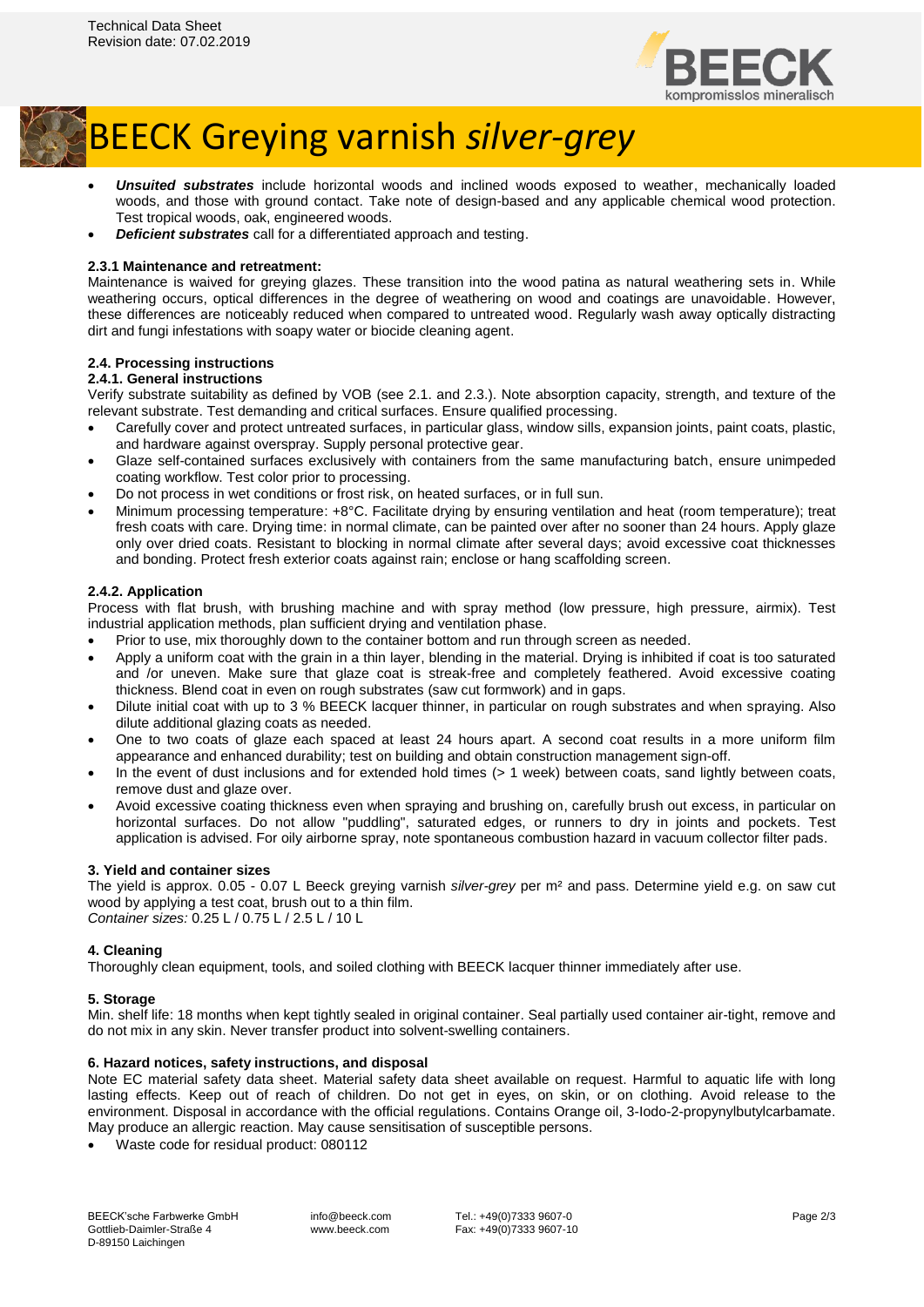# BEECK Greying varnish *silver-grey*

- ***Unsuited substrates*** include horizontal woods and inclined woods exposed to weather, mechanically loaded woods, and those with ground contact. Take note of design-based and any applicable chemical wood protection. Test tropical woods, oak, engineered woods.
- ***Deficient substrates*** call for a differentiated approach and testing.

**2.3.1 Maintenance and retreatment:**

Maintenance is waived for greying glazes. These transition into the wood patina as natural weathering sets in. While weathering occurs, optical differences in the degree of weathering on wood and coatings are unavoidable. However, these differences are noticeably reduced when compared to untreated wood. Regularly wash away optically distracting dirt and fungi infestations with soapy water or biocide cleaning agent.

**2.4. Processing instructions**

**2.4.1. General instructions**

Verify substrate suitability as defined by VOB (see 2.1. and 2.3.). Note absorption capacity, strength, and texture of the relevant substrate. Test demanding and critical surfaces. Ensure qualified processing.

- Carefully cover and protect untreated surfaces, in particular glass, window sills, expansion joints, paint coats, plastic, and hardware against overspray. Supply personal protective gear.
- Glaze self-contained surfaces exclusively with containers from the same manufacturing batch, ensure unimpeded coating workflow. Test color prior to processing.
- Do not process in wet conditions or frost risk, on heated surfaces, or in full sun.
- Minimum processing temperature: +8°C. Facilitate drying by ensuring ventilation and heat (room temperature); treat fresh coats with care. Drying time: in normal climate, can be painted over after no sooner than 24 hours. Apply glaze only over dried coats. Resistant to blocking in normal climate after several days; avoid excessive coat thicknesses and bonding. Protect fresh exterior coats against rain; enclose or hang scaffolding screen.

**2.4.2. Application**

Process with flat brush, with brushing machine and with spray method (low pressure, high pressure, airmix). Test industrial application methods, plan sufficient drying and ventilation phase.

- Prior to use, mix thoroughly down to the container bottom and run through screen as needed.
- Apply a uniform coat with the grain in a thin layer, blending in the material. Drying is inhibited if coat is too saturated and /or uneven. Make sure that glaze coat is streak-free and completely feathered. Avoid excessive coating thickness. Blend coat in even on rough substrates (saw cut formwork) and in gaps.
- Dilute initial coat with up to 3 % BEECK lacquer thinner, in particular on rough substrates and when spraying. Also dilute additional glazing coats as needed.
- One to two coats of glaze each spaced at least 24 hours apart. A second coat results in a more uniform film appearance and enhanced durability; test on building and obtain construction management sign-off.
- In the event of dust inclusions and for extended hold times (> 1 week) between coats, sand lightly between coats, remove dust and glaze over.
- Avoid excessive coating thickness even when spraying and brushing on, carefully brush out excess, in particular on horizontal surfaces. Do not allow "puddling", saturated edges, or runners to dry in joints and pockets. Test application is advised. For oily airborne spray, note spontaneous combustion hazard in vacuum collector filter pads.

**3. Yield and container sizes**

The yield is approx. 0.05 - 0.07 L Beeck greying varnish *silver-grey* per m² and pass. Determine yield e.g. on saw cut wood by applying a test coat, brush out to a thin film.
*Container sizes:* 0.25 L / 0.75 L / 2.5 L / 10 L

**4. Cleaning**

Thoroughly clean equipment, tools, and soiled clothing with BEECK lacquer thinner immediately after use.

**5. Storage**

Min. shelf life: 18 months when kept tightly sealed in original container. Seal partially used container air-tight, remove and do not mix in any skin. Never transfer product into solvent-swelling containers.

**6. Hazard notices, safety instructions, and disposal**

Note EC material safety data sheet. Material safety data sheet available on request. Harmful to aquatic life with long lasting effects. Keep out of reach of children. Do not get in eyes, on skin, or on clothing. Avoid release to the environment. Disposal in accordance with the official regulations. Contains Orange oil, 3-Iodo-2-propynylbutylcarbamate. May produce an allergic reaction. May cause sensitisation of susceptible persons.

- Waste code for residual product: 080112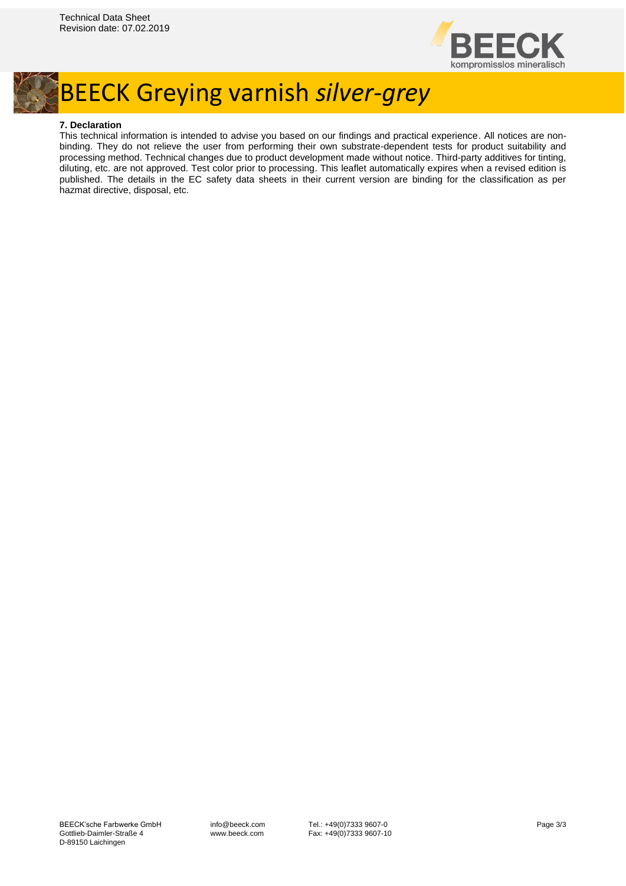# BEECK Greying varnish *silver-grey*

**7. Declaration**

This technical information is intended to advise you based on our findings and practical experience. All notices are non-binding. They do not relieve the user from performing their own substrate-dependent tests for product suitability and processing method. Technical changes due to product development made without notice. Third-party additives for tinting, diluting, etc. are not approved. Test color prior to processing. This leaflet automatically expires when a revised edition is published. The details in the EC safety data sheets in their current version are binding for the classification as per hazmat directive, disposal, etc.